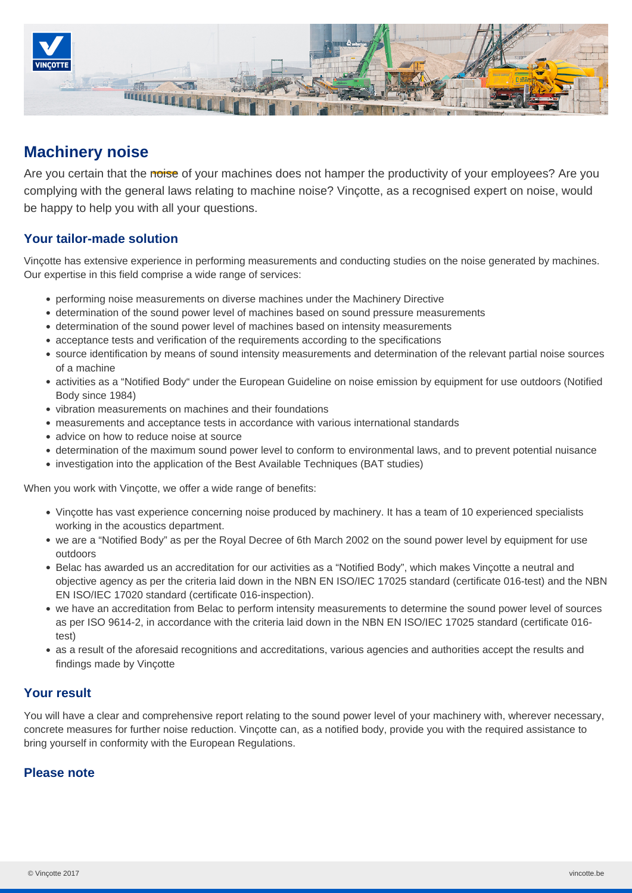# Machinery noise

Are you certain that the noise of your machines does not hamper the productivity of your employees? Are you complying with the general laws relating to machine noise? Vinçotte, as a recognised expert on noise, would be happy to help you with all your questions.

## Your tailor-made solution

Vinçotte has extensive experience in performing measurements and conducting studies on the noise generated by machines. Our expertise in this field comprise a wide range of services:

- performing noise measurements on diverse machines under the Machinery Directive
- determination of the sound power level of machines based on sound pressure measurements
- determination of the sound power level of machines based on intensity measurements
- acceptance tests and verification of the requirements according to the specifications
- source identification by means of sound intensity measurements and determination of the relevant partial noise sources of a machine
- activities as a "Notified Body" under the European Guideline on noise emission by equipment for use outdoors (Notified Body since 1984)
- vibration measurements on machines and their foundations
- measurements and acceptance tests in accordance with various international standards
- advice on how to reduce noise at source
- determination of the maximum sound power level to conform to environmental laws, and to prevent potential nuisance
- investigation into the application of the Best Available Techniques (BAT studies)

When you work with Vinçotte, we offer a wide range of benefits:

- Vinçotte has vast experience concerning noise produced by machinery. It has a team of 10 experienced specialists working in the acoustics department.
- we are a "Notified Body" as per the Royal Decree of 6th March 2002 on the sound power level by equipment for use outdoors
- Belac has awarded us an accreditation for our activities as a "Notified Body", which makes Vinçotte a neutral and objective agency as per the criteria laid down in the NBN EN ISO/IEC 17025 standard (certificate 016-test) and the NBN EN ISO/IEC 17020 standard (certificate 016-inspection).
- we have an accreditation from Belac to perform intensity measurements to determine the sound power level of sources as per ISO 9614-2, in accordance with the criteria laid down in the NBN EN ISO/IEC 17025 standard (certificate 016-test)
- as a result of the aforesaid recognitions and accreditations, various agencies and authorities accept the results and findings made by Vinçotte

## Your result

You will have a clear and comprehensive report relating to the sound power level of your machinery with, wherever necessary, concrete measures for further noise reduction. Vinçotte can, as a notified body, provide you with the required assistance to bring yourself in conformity with the European Regulations.

## Please note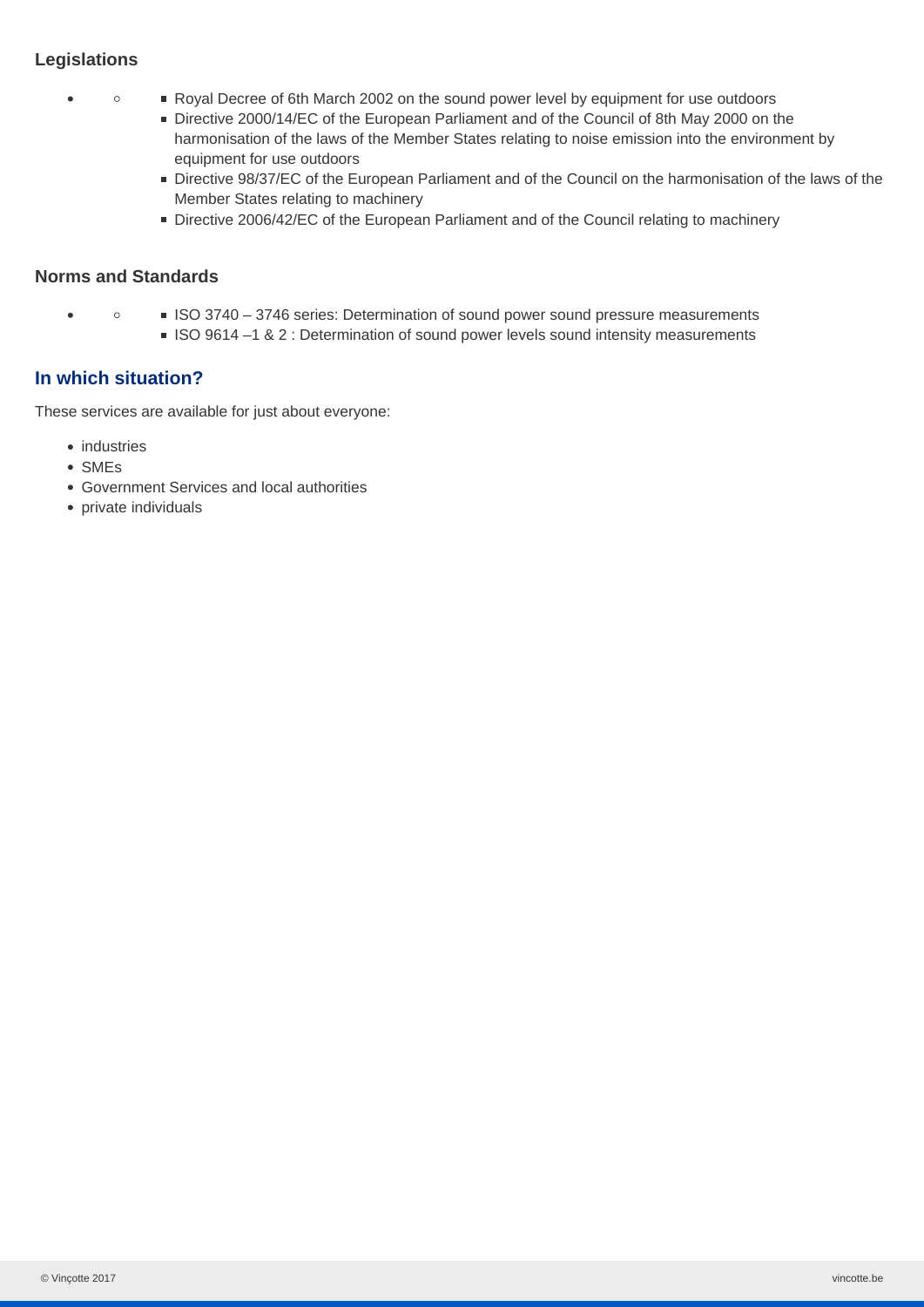### Legislations

- Royal Decree of 6th March 2002 on the sound power level by equipment for use outdoors
- Directive 2000/14/EC of the European Parliament and of the Council of 8th May 2000 on the harmonisation of the laws of the Member States relating to noise emission into the environment by equipment for use outdoors
- Directive 98/37/EC of the European Parliament and of the Council on the harmonisation of the laws of the Member States relating to machinery
- Directive 2006/42/EC of the European Parliament and of the Council relating to machinery

### Norms and Standards

- ISO 3740 – 3746 series: Determination of sound power sound pressure measurements
- ISO 9614 –1 & 2 : Determination of sound power levels sound intensity measurements

## In which situation?

These services are available for just about everyone:

- industries
- SMEs
- Government Services and local authorities
- private individuals